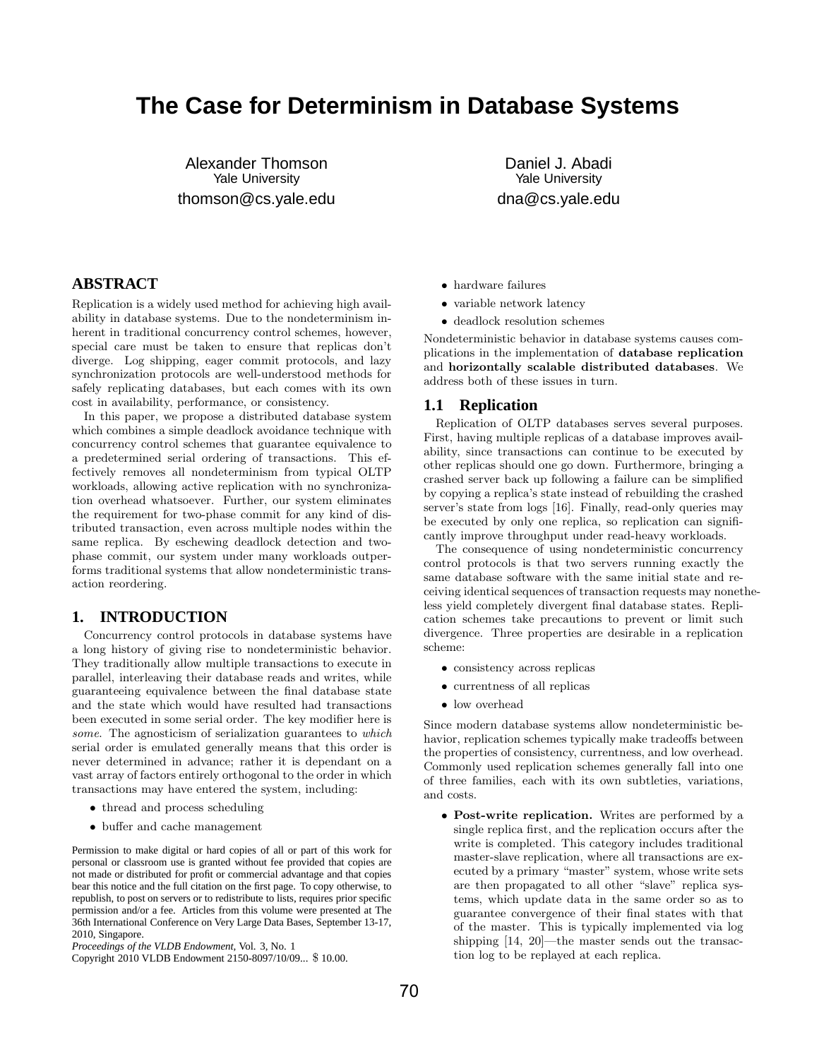# The Case for Determinism in Database Systems

Alexander Thomson
Yale University
thomson@cs.yale.edu

Daniel J. Abadi
Yale University
dna@cs.yale.edu

## ABSTRACT

Replication is a widely used method for achieving high availability in database systems. Due to the nondeterminism inherent in traditional concurrency control schemes, however, special care must be taken to ensure that replicas don't diverge. Log shipping, eager commit protocols, and lazy synchronization protocols are well-understood methods for safely replicating databases, but each comes with its own cost in availability, performance, or consistency.

In this paper, we propose a distributed database system which combines a simple deadlock avoidance technique with concurrency control schemes that guarantee equivalence to a predetermined serial ordering of transactions. This effectively removes all nondeterminism from typical OLTP workloads, allowing active replication with no synchronization overhead whatsoever. Further, our system eliminates the requirement for two-phase commit for any kind of distributed transaction, even across multiple nodes within the same replica. By eschewing deadlock detection and two-phase commit, our system under many workloads outperforms traditional systems that allow nondeterministic transaction reordering.

## 1. INTRODUCTION

Concurrency control protocols in database systems have a long history of giving rise to nondeterministic behavior. They traditionally allow multiple transactions to execute in parallel, interleaving their database reads and writes, while guaranteeing equivalence between the final database state and the state which would have resulted had transactions been executed in some serial order. The key modifier here is *some*. The agnosticism of serialization guarantees to *which* serial order is emulated generally means that this order is never determined in advance; rather it is dependant on a vast array of factors entirely orthogonal to the order in which transactions may have entered the system, including:

- thread and process scheduling
- buffer and cache management
- hardware failures
- variable network latency
- deadlock resolution schemes

Nondeterministic behavior in database systems causes complications in the implementation of **database replication** and **horizontally scalable distributed databases**. We address both of these issues in turn.

Permission to make digital or hard copies of all or part of this work for personal or classroom use is granted without fee provided that copies are not made or distributed for profit or commercial advantage and that copies bear this notice and the full citation on the first page. To copy otherwise, to republish, to post on servers or to redistribute to lists, requires prior specific permission and/or a fee. Articles from this volume were presented at The 36th International Conference on Very Large Data Bases, September 13-17, 2010, Singapore.
*Proceedings of the VLDB Endowment,* Vol. 3, No. 1
Copyright 2010 VLDB Endowment 2150-8097/10/09... $ 10.00.

### 1.1 Replication

Replication of OLTP databases serves several purposes. First, having multiple replicas of a database improves availability, since transactions can continue to be executed by other replicas should one go down. Furthermore, bringing a crashed server back up following a failure can be simplified by copying a replica's state instead of rebuilding the crashed server's state from logs [16]. Finally, read-only queries may be executed by only one replica, so replication can significantly improve throughput under read-heavy workloads.

The consequence of using nondeterministic concurrency control protocols is that two servers running exactly the same database software with the same initial state and receiving identical sequences of transaction requests may nonetheless yield completely divergent final database states. Replication schemes take precautions to prevent or limit such divergence. Three properties are desirable in a replication scheme:

- consistency across replicas
- currentness of all replicas
- low overhead

Since modern database systems allow nondeterministic behavior, replication schemes typically make tradeoffs between the properties of consistency, currentness, and low overhead. Commonly used replication schemes generally fall into one of three families, each with its own subtleties, variations, and costs.

- **Post-write replication.** Writes are performed by a single replica first, and the replication occurs after the write is completed. This category includes traditional master-slave replication, where all transactions are executed by a primary "master" system, whose write sets are then propagated to all other "slave" replica systems, which update data in the same order so as to guarantee convergence of their final states with that of the master. This is typically implemented via log shipping [14, 20]—the master sends out the transaction log to be replayed at each replica.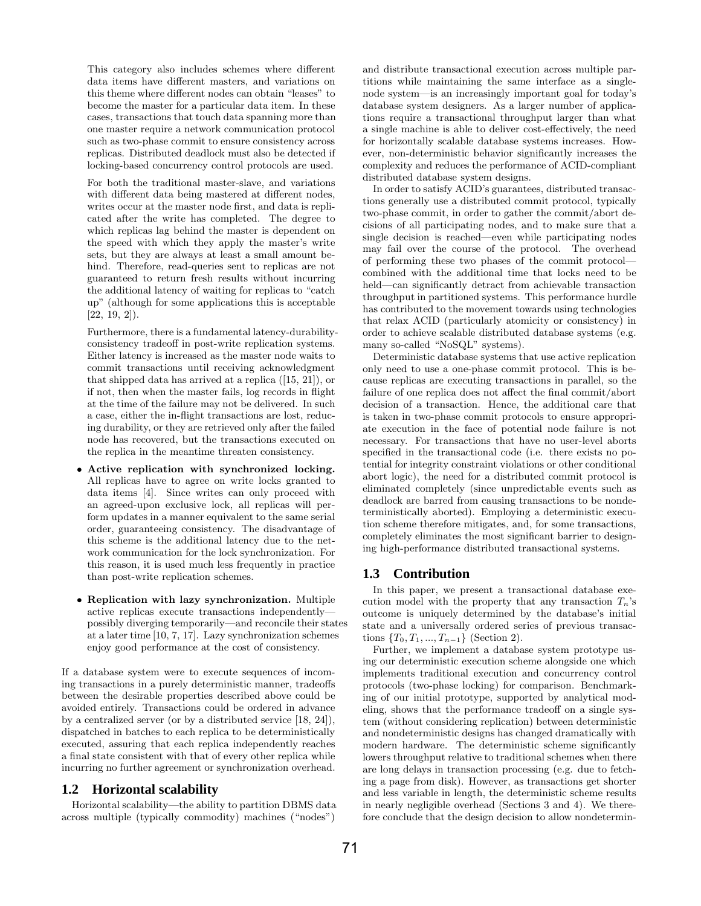This category also includes schemes where different data items have different masters, and variations on this theme where different nodes can obtain "leases" to become the master for a particular data item. In these cases, transactions that touch data spanning more than one master require a network communication protocol such as two-phase commit to ensure consistency across replicas. Distributed deadlock must also be detected if locking-based concurrency control protocols are used.

For both the traditional master-slave, and variations with different data being mastered at different nodes, writes occur at the master node first, and data is replicated after the write has completed. The degree to which replicas lag behind the master is dependent on the speed with which they apply the master's write sets, but they are always at least a small amount behind. Therefore, read-queries sent to replicas are not guaranteed to return fresh results without incurring the additional latency of waiting for replicas to "catch up" (although for some applications this is acceptable [22, 19, 2]).

Furthermore, there is a fundamental latency-durability-consistency tradeoff in post-write replication systems. Either latency is increased as the master node waits to commit transactions until receiving acknowledgment that shipped data has arrived at a replica ([15, 21]), or if not, then when the master fails, log records in flight at the time of the failure may not be delivered. In such a case, either the in-flight transactions are lost, reducing durability, or they are retrieved only after the failed node has recovered, but the transactions executed on the replica in the meantime threaten consistency.

- **Active replication with synchronized locking.** All replicas have to agree on write locks granted to data items [4]. Since writes can only proceed with an agreed-upon exclusive lock, all replicas will perform updates in a manner equivalent to the same serial order, guaranteeing consistency. The disadvantage of this scheme is the additional latency due to the network communication for the lock synchronization. For this reason, it is used much less frequently in practice than post-write replication schemes.

- **Replication with lazy synchronization.** Multiple active replicas execute transactions independently—possibly diverging temporarily—and reconcile their states at a later time [10, 7, 17]. Lazy synchronization schemes enjoy good performance at the cost of consistency.

If a database system were to execute sequences of incoming transactions in a purely deterministic manner, tradeoffs between the desirable properties described above could be avoided entirely. Transactions could be ordered in advance by a centralized server (or by a distributed service [18, 24]), dispatched in batches to each replica to be deterministically executed, assuring that each replica independently reaches a final state consistent with that of every other replica while incurring no further agreement or synchronization overhead.

## 1.2 Horizontal scalability

Horizontal scalability—the ability to partition DBMS data across multiple (typically commodity) machines ("nodes") and distribute transactional execution across multiple partitions while maintaining the same interface as a single-node system—is an increasingly important goal for today's database system designers. As a larger number of applications require a transactional throughput larger than what a single machine is able to deliver cost-effectively, the need for horizontally scalable database systems increases. However, non-deterministic behavior significantly increases the complexity and reduces the performance of ACID-compliant distributed database system designs.

In order to satisfy ACID's guarantees, distributed transactions generally use a distributed commit protocol, typically two-phase commit, in order to gather the commit/abort decisions of all participating nodes, and to make sure that a single decision is reached—even while participating nodes may fail over the course of the protocol. The overhead of performing these two phases of the commit protocol—combined with the additional time that locks need to be held—can significantly detract from achievable transaction throughput in partitioned systems. This performance hurdle has contributed to the movement towards using technologies that relax ACID (particularly atomicity or consistency) in order to achieve scalable distributed database systems (e.g. many so-called "NoSQL" systems).

Deterministic database systems that use active replication only need to use a one-phase commit protocol. This is because replicas are executing transactions in parallel, so the failure of one replica does not affect the final commit/abort decision of a transaction. Hence, the additional care that is taken in two-phase commit protocols to ensure appropriate execution in the face of potential node failure is not necessary. For transactions that have no user-level aborts specified in the transactional code (i.e. there exists no potential for integrity constraint violations or other conditional abort logic), the need for a distributed commit protocol is eliminated completely (since unpredictable events such as deadlock are barred from causing transactions to be nondeterministically aborted). Employing a deterministic execution scheme therefore mitigates, and, for some transactions, completely eliminates the most significant barrier to designing high-performance distributed transactional systems.

## 1.3 Contribution

In this paper, we present a transactional database execution model with the property that any transaction $T_n$'s outcome is uniquely determined by the database's initial state and a universally ordered series of previous transactions $\{T_0, T_1, ..., T_{n-1}\}$ (Section 2).

Further, we implement a database system prototype using our deterministic execution scheme alongside one which implements traditional execution and concurrency control protocols (two-phase locking) for comparison. Benchmarking of our initial prototype, supported by analytical modeling, shows that the performance tradeoff on a single system (without considering replication) between deterministic and nondeterministic designs has changed dramatically with modern hardware. The deterministic scheme significantly lowers throughput relative to traditional schemes when there are long delays in transaction processing (e.g. due to fetching a page from disk). However, as transactions get shorter and less variable in length, the deterministic scheme results in nearly negligible overhead (Sections 3 and 4). We therefore conclude that the design decision to allow nondetermin-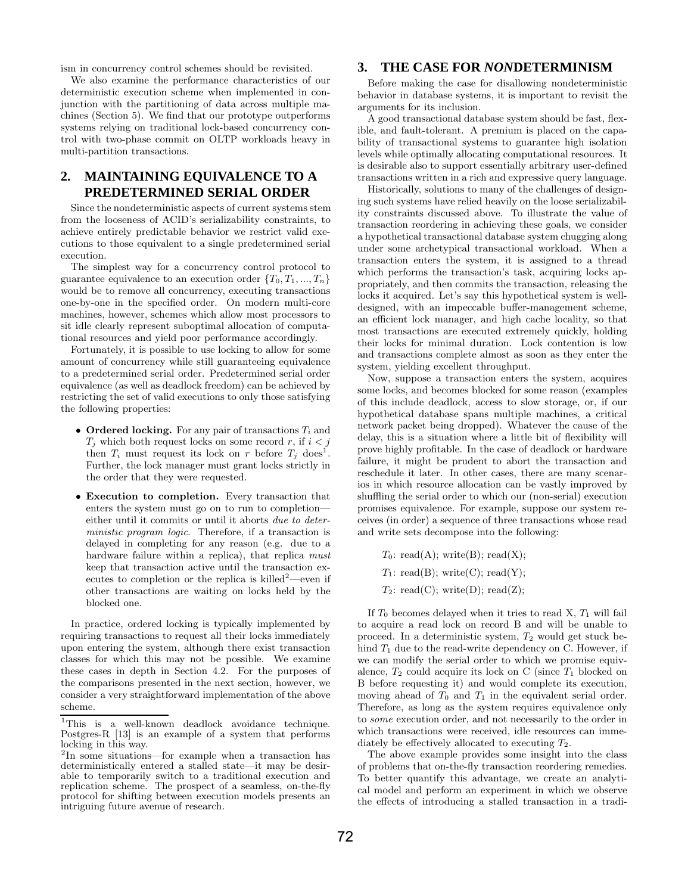ism in concurrency control schemes should be revisited.

We also examine the performance characteristics of our deterministic execution scheme when implemented in conjunction with the partitioning of data across multiple machines (Section 5). We find that our prototype outperforms systems relying on traditional lock-based concurrency control with two-phase commit on OLTP workloads heavy in multi-partition transactions.

## 2. MAINTAINING EQUIVALENCE TO A PREDETERMINED SERIAL ORDER

Since the nondeterministic aspects of current systems stem from the looseness of ACID's serializability constraints, to achieve entirely predictable behavior we restrict valid executions to those equivalent to a single predetermined serial execution.

The simplest way for a concurrency control protocol to guarantee equivalence to an execution order $\{T_0, T_1, ..., T_n\}$ would be to remove all concurrency, executing transactions one-by-one in the specified order. On modern multi-core machines, however, schemes which allow most processors to sit idle clearly represent suboptimal allocation of computational resources and yield poor performance accordingly.

Fortunately, it is possible to use locking to allow for some amount of concurrency while still guaranteeing equivalence to a predetermined serial order. Predetermined serial order equivalence (as well as deadlock freedom) can be achieved by restricting the set of valid executions to only those satisfying the following properties:

- **Ordered locking.** For any pair of transactions $T_i$ and $T_j$ which both request locks on some record $r$, if $i < j$ then $T_i$ must request its lock on $r$ before $T_j$ does[1]. Further, the lock manager must grant locks strictly in the order that they were requested.
- **Execution to completion.** Every transaction that enters the system must go on to run to completion—either until it commits or until it aborts *due to deterministic program logic*. Therefore, if a transaction is delayed in completing for any reason (e.g. due to a hardware failure within a replica), that replica *must* keep that transaction active until the transaction executes to completion or the replica is killed[2]—even if other transactions are waiting on locks held by the blocked one.

In practice, ordered locking is typically implemented by requiring transactions to request all their locks immediately upon entering the system, although there exist transaction classes for which this may not be possible. We examine these cases in depth in Section 4.2. For the purposes of the comparisons presented in the next section, however, we consider a very straightforward implementation of the above scheme.

[1]This is a well-known deadlock avoidance technique. Postgres-R [13] is an example of a system that performs locking in this way.

[2]In some situations—for example when a transaction has deterministically entered a stalled state—it may be desirable to temporarily switch to a traditional execution and replication scheme. The prospect of a seamless, on-the-fly protocol for shifting between execution models presents an intriguing future avenue of research.

## 3. THE CASE FOR *NON*DETERMINISM

Before making the case for disallowing nondeterministic behavior in database systems, it is important to revisit the arguments for its inclusion.

A good transactional database system should be fast, flexible, and fault-tolerant. A premium is placed on the capability of transactional systems to guarantee high isolation levels while optimally allocating computational resources. It is desirable also to support essentially arbitrary user-defined transactions written in a rich and expressive query language.

Historically, solutions to many of the challenges of designing such systems have relied heavily on the loose serializability constraints discussed above. To illustrate the value of transaction reordering in achieving these goals, we consider a hypothetical transactional database system chugging along under some archetypical transactional workload. When a transaction enters the system, it is assigned to a thread which performs the transaction's task, acquiring locks appropriately, and then commits the transaction, releasing the locks it acquired. Let's say this hypothetical system is well-designed, with an impeccable buffer-management scheme, an efficient lock manager, and high cache locality, so that most transactions are executed extremely quickly, holding their locks for minimal duration. Lock contention is low and transactions complete almost as soon as they enter the system, yielding excellent throughput.

Now, suppose a transaction enters the system, acquires some locks, and becomes blocked for some reason (examples of this include deadlock, access to slow storage, or, if our hypothetical database spans multiple machines, a critical network packet being dropped). Whatever the cause of the delay, this is a situation where a little bit of flexibility will prove highly profitable. In the case of deadlock or hardware failure, it might be prudent to abort the transaction and reschedule it later. In other cases, there are many scenarios in which resource allocation can be vastly improved by shuffling the serial order to which our (non-serial) execution promises equivalence. For example, suppose our system receives (in order) a sequence of three transactions whose read and write sets decompose into the following:

$T_0$: read(A); write(B); read(X);

$T_1$: read(B); write(C); read(Y);

$T_2$: read(C); write(D); read(Z);

If $T_0$ becomes delayed when it tries to read X, $T_1$ will fail to acquire a read lock on record B and will be unable to proceed. In a deterministic system, $T_2$ would get stuck behind $T_1$ due to the read-write dependency on C. However, if we can modify the serial order to which we promise equivalence, $T_2$ could acquire its lock on C (since $T_1$ blocked on B before requesting it) and would complete its execution, moving ahead of $T_0$ and $T_1$ in the equivalent serial order. Therefore, as long as the system requires equivalence only to *some* execution order, and not necessarily to the order in which transactions were received, idle resources can immediately be effectively allocated to executing $T_2$.

The above example provides some insight into the class of problems that on-the-fly transaction reordering remedies. To better quantify this advantage, we create an analytical model and perform an experiment in which we observe the effects of introducing a stalled transaction in a tradi-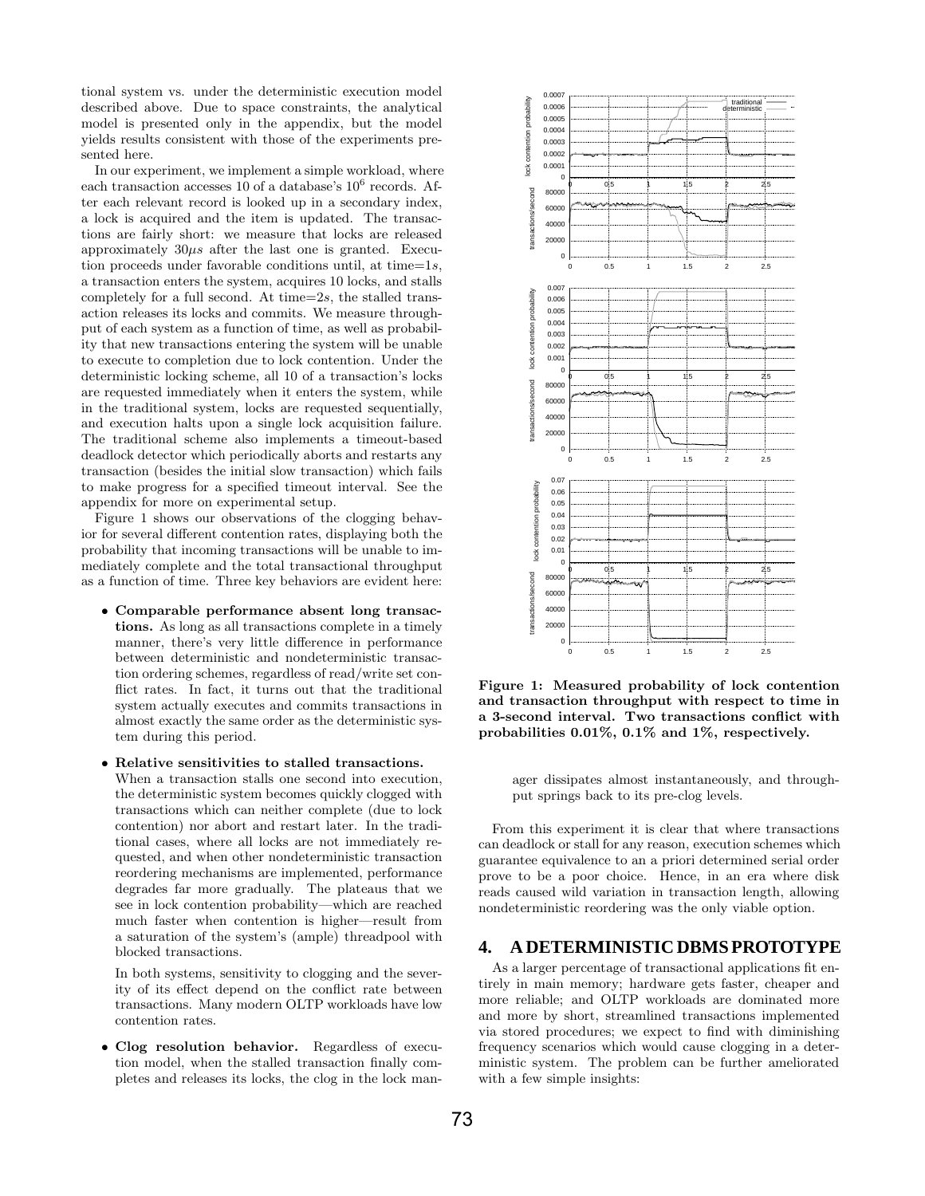tional system vs. under the deterministic execution model described above. Due to space constraints, the analytical model is presented only in the appendix, but the model yields results consistent with those of the experiments presented here.

In our experiment, we implement a simple workload, where each transaction accesses 10 of a database's $10^6$ records. After each relevant record is looked up in a secondary index, a lock is acquired and the item is updated. The transactions are fairly short: we measure that locks are released approximately $30\mu s$ after the last one is granted. Execution proceeds under favorable conditions until, at time=$1s$, a transaction enters the system, acquires 10 locks, and stalls completely for a full second. At time=$2s$, the stalled transaction releases its locks and commits. We measure throughput of each system as a function of time, as well as probability that new transactions entering the system will be unable to execute to completion due to lock contention. Under the deterministic locking scheme, all 10 of a transaction's locks are requested immediately when it enters the system, while in the traditional system, locks are requested sequentially, and execution halts upon a single lock acquisition failure. The traditional scheme also implements a timeout-based deadlock detector which periodically aborts and restarts any transaction (besides the initial slow transaction) which fails to make progress for a specified timeout interval. See the appendix for more on experimental setup.

Figure 1 shows our observations of the clogging behavior for several different contention rates, displaying both the probability that incoming transactions will be unable to immediately complete and the total transactional throughput as a function of time. Three key behaviors are evident here:

- **Comparable performance absent long transactions.** As long as all transactions complete in a timely manner, there's very little difference in performance between deterministic and nondeterministic transaction ordering schemes, regardless of read/write set conflict rates. In fact, it turns out that the traditional system actually executes and commits transactions in almost exactly the same order as the deterministic system during this period.
- **Relative sensitivities to stalled transactions.** When a transaction stalls one second into execution, the deterministic system becomes quickly clogged with transactions which can neither complete (due to lock contention) nor abort and restart later. In the traditional cases, where all locks are not immediately requested, and when other nondeterministic transaction reordering mechanisms are implemented, performance degrades far more gradually. The plateaus that we see in lock contention probability—which are reached much faster when contention is higher—result from a saturation of the system's (ample) threadpool with blocked transactions.

  In both systems, sensitivity to clogging and the severity of its effect depend on the conflict rate between transactions. Many modern OLTP workloads have low contention rates.
- **Clog resolution behavior.** Regardless of execution model, when the stalled transaction finally completes and releases its locks, the clog in the lock manager dissipates almost instantaneously, and throughput springs back to its pre-clog levels.

**Figure 1: Measured probability of lock contention and transaction throughput with respect to time in a 3-second interval. Two transactions conflict with probabilities 0.01%, 0.1% and 1%, respectively.**

From this experiment it is clear that where transactions can deadlock or stall for any reason, execution schemes which guarantee equivalence to an a priori determined serial order prove to be a poor choice. Hence, in an era where disk reads caused wild variation in transaction length, allowing nondeterministic reordering was the only viable option.

## 4. A DETERMINISTIC DBMS PROTOTYPE

As a larger percentage of transactional applications fit entirely in main memory; hardware gets faster, cheaper and more reliable; and OLTP workloads are dominated more and more by short, streamlined transactions implemented via stored procedures; we expect to find with diminishing frequency scenarios which would cause clogging in a deterministic system. The problem can be further ameliorated with a few simple insights: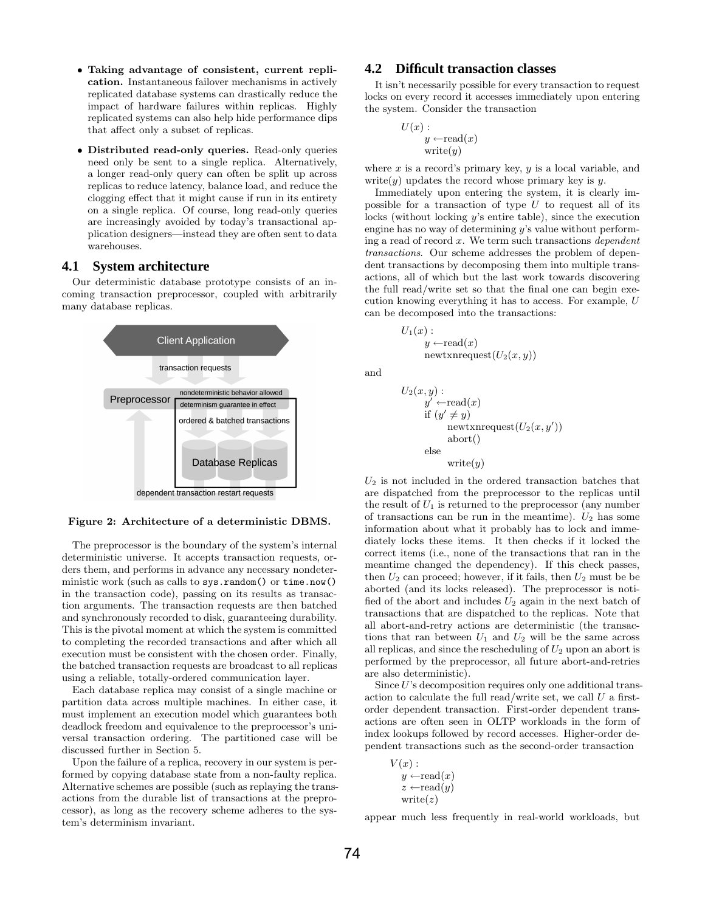- **Taking advantage of consistent, current replication.** Instantaneous failover mechanisms in actively replicated database systems can drastically reduce the impact of hardware failures within replicas. Highly replicated systems can also help hide performance dips that affect only a subset of replicas.
- **Distributed read-only queries.** Read-only queries need only be sent to a single replica. Alternatively, a longer read-only query can often be split up across replicas to reduce latency, balance load, and reduce the clogging effect that it might cause if run in its entirety on a single replica. Of course, long read-only queries are increasingly avoided by today's transactional application designers—instead they are often sent to data warehouses.

## 4.1 System architecture

Our deterministic database prototype consists of an incoming transaction preprocessor, coupled with arbitrarily many database replicas.

**Figure 2: Architecture of a deterministic DBMS.**

The preprocessor is the boundary of the system's internal deterministic universe. It accepts transaction requests, orders them, and performs in advance any necessary nondeterministic work (such as calls to `sys.random()` or `time.now()` in the transaction code), passing on its results as transaction arguments. The transaction requests are then batched and synchronously recorded to disk, guaranteeing durability. This is the pivotal moment at which the system is committed to completing the recorded transactions and after which all execution must be consistent with the chosen order. Finally, the batched transaction requests are broadcast to all replicas using a reliable, totally-ordered communication layer.

Each database replica may consist of a single machine or partition data across multiple machines. In either case, it must implement an execution model which guarantees both deadlock freedom and equivalence to the preprocessor's universal transaction ordering. The partitioned case will be discussed further in Section 5.

Upon the failure of a replica, recovery in our system is performed by copying database state from a non-faulty replica. Alternative schemes are possible (such as replaying the transactions from the durable list of transactions at the preprocessor), as long as the recovery scheme adheres to the system's determinism invariant.

## 4.2 Difficult transaction classes

It isn't necessarily possible for every transaction to request locks on every record it accesses immediately upon entering the system. Consider the transaction

$$
\begin{aligned}
&U(x): \\
&\quad y \leftarrow \text{read}(x) \\
&\quad \text{write}(y)
\end{aligned}
$$

where $x$ is a record's primary key, $y$ is a local variable, and write$(y)$ updates the record whose primary key is $y$.

Immediately upon entering the system, it is clearly impossible for a transaction of type $U$ to request all of its locks (without locking $y$'s entire table), since the execution engine has no way of determining $y$'s value without performing a read of record $x$. We term such transactions *dependent transactions*. Our scheme addresses the problem of dependent transactions by decomposing them into multiple transactions, all of which but the last work towards discovering the full read/write set so that the final one can begin execution knowing everything it has to access. For example, $U$ can be decomposed into the transactions:

$$
\begin{aligned}
&U_1(x): \\
&\quad y \leftarrow \text{read}(x) \\
&\quad \text{newtxnrequest}(U_2(x, y))
\end{aligned}
$$

and

$$
\begin{aligned}
&U_2(x, y): \\
&\quad y' \leftarrow \text{read}(x) \\
&\quad \text{if } (y' \neq y) \\
&\quad\quad \text{newtxnrequest}(U_2(x, y')) \\
&\quad\quad \text{abort}() \\
&\quad \text{else} \\
&\quad\quad \text{write}(y)
\end{aligned}
$$

$U_2$ is not included in the ordered transaction batches that are dispatched from the preprocessor to the replicas until the result of $U_1$ is returned to the preprocessor (any number of transactions can be run in the meantime). $U_2$ has some information about what it probably has to lock and immediately locks these items. It then checks if it locked the correct items (i.e., none of the transactions that ran in the meantime changed the dependency). If this check passes, then $U_2$ can proceed; however, if it fails, then $U_2$ must be be aborted (and its locks released). The preprocessor is notified of the abort and includes $U_2$ again in the next batch of transactions that are dispatched to the replicas. Note that all abort-and-retry actions are deterministic (the transactions that ran between $U_1$ and $U_2$ will be the same across all replicas, and since the rescheduling of $U_2$ upon an abort is performed by the preprocessor, all future abort-and-retries are also deterministic).

Since $U$'s decomposition requires only one additional transaction to calculate the full read/write set, we call $U$ a first-order dependent transaction. First-order dependent transactions are often seen in OLTP workloads in the form of index lookups followed by record accesses. Higher-order dependent transactions such as the second-order transaction

$$
\begin{aligned}
&V(x): \\
&\quad y \leftarrow \text{read}(x) \\
&\quad z \leftarrow \text{read}(y) \\
&\quad \text{write}(z)
\end{aligned}
$$

appear much less frequently in real-world workloads, but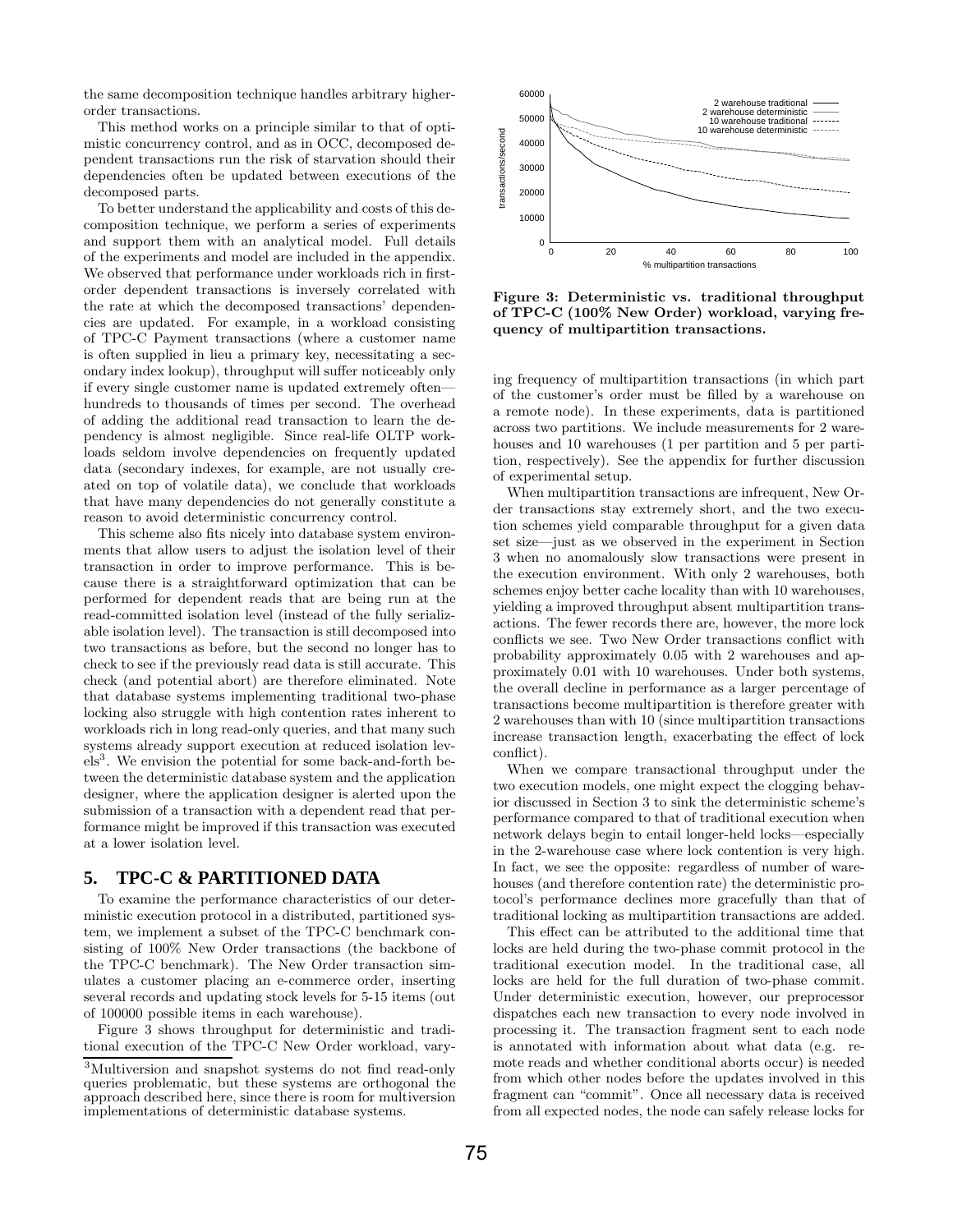the same decomposition technique handles arbitrary higher-order transactions.

This method works on a principle similar to that of optimistic concurrency control, and as in OCC, decomposed dependent transactions run the risk of starvation should their dependencies often be updated between executions of the decomposed parts.

To better understand the applicability and costs of this decomposition technique, we perform a series of experiments and support them with an analytical model. Full details of the experiments and model are included in the appendix. We observed that performance under workloads rich in first-order dependent transactions is inversely correlated with the rate at which the decomposed transactions' dependencies are updated. For example, in a workload consisting of TPC-C Payment transactions (where a customer name is often supplied in lieu a primary key, necessitating a secondary index lookup), throughput will suffer noticeably only if every single customer name is updated extremely often—hundreds to thousands of times per second. The overhead of adding the additional read transaction to learn the dependency is almost negligible. Since real-life OLTP workloads seldom involve dependencies on frequently updated data (secondary indexes, for example, are not usually created on top of volatile data), we conclude that workloads that have many dependencies do not generally constitute a reason to avoid deterministic concurrency control.

This scheme also fits nicely into database system environments that allow users to adjust the isolation level of their transaction in order to improve performance. This is because there is a straightforward optimization that can be performed for dependent reads that are being run at the read-committed isolation level (instead of the fully serializable isolation level). The transaction is still decomposed into two transactions as before, but the second no longer has to check to see if the previously read data is still accurate. This check (and potential abort) are therefore eliminated. Note that database systems implementing traditional two-phase locking also struggle with high contention rates inherent to workloads rich in long read-only queries, and that many such systems already support execution at reduced isolation levels[3]. We envision the potential for some back-and-forth between the deterministic database system and the application designer, where the application designer is alerted upon the submission of a transaction with a dependent read that performance might be improved if this transaction was executed at a lower isolation level.

## 5. TPC-C & PARTITIONED DATA

To examine the performance characteristics of our deterministic execution protocol in a distributed, partitioned system, we implement a subset of the TPC-C benchmark consisting of 100% New Order transactions (the backbone of the TPC-C benchmark). The New Order transaction simulates a customer placing an e-commerce order, inserting several records and updating stock levels for 5-15 items (out of 100000 possible items in each warehouse).

Figure 3 shows throughput for deterministic and traditional execution of the TPC-C New Order workload, varying frequency of multipartition transactions (in which part of the customer's order must be filled by a warehouse on a remote node). In these experiments, data is partitioned across two partitions. We include measurements for 2 warehouses and 10 warehouses (1 per partition and 5 per partition, respectively). See the appendix for further discussion of experimental setup.

**Figure 3: Deterministic vs. traditional throughput of TPC-C (100% New Order) workload, varying frequency of multipartition transactions.**

When multipartition transactions are infrequent, New Order transactions stay extremely short, and the two execution schemes yield comparable throughput for a given data set size—just as we observed in the experiment in Section 3 when no anomalously slow transactions were present in the execution environment. With only 2 warehouses, both schemes enjoy better cache locality than with 10 warehouses, yielding a improved throughput absent multipartition transactions. The fewer records there are, however, the more lock conflicts we see. Two New Order transactions conflict with probability approximately 0.05 with 2 warehouses and approximately 0.01 with 10 warehouses. Under both systems, the overall decline in performance as a larger percentage of transactions become multipartition is therefore greater with 2 warehouses than with 10 (since multipartition transactions increase transaction length, exacerbating the effect of lock conflict).

When we compare transactional throughput under the two execution models, one might expect the clogging behavior discussed in Section 3 to sink the deterministic scheme's performance compared to that of traditional execution when network delays begin to entail longer-held locks—especially in the 2-warehouse case where lock contention is very high. In fact, we see the opposite: regardless of number of warehouses (and therefore contention rate) the deterministic protocol's performance declines more gracefully than that of traditional locking as multipartition transactions are added.

This effect can be attributed to the additional time that locks are held during the two-phase commit protocol in the traditional execution model. In the traditional case, all locks are held for the full duration of two-phase commit. Under deterministic execution, however, our preprocessor dispatches each new transaction to every node involved in processing it. The transaction fragment sent to each node is annotated with information about what data (e.g. remote reads and whether conditional aborts occur) is needed from which other nodes before the updates involved in this fragment can "commit". Once all necessary data is received from all expected nodes, the node can safely release locks for

[3] Multiversion and snapshot systems do not find read-only queries problematic, but these systems are orthogonal the approach described here, since there is room for multiversion implementations of deterministic database systems.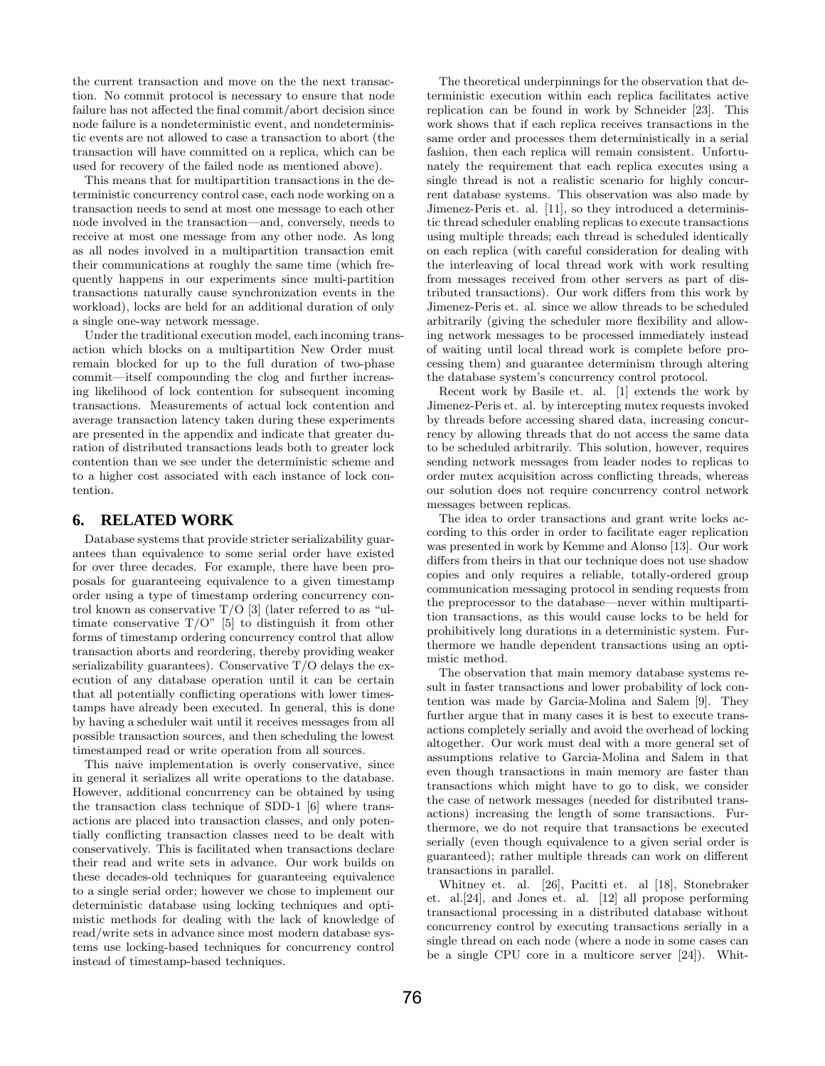the current transaction and move on the the next transaction. No commit protocol is necessary to ensure that node failure has not affected the final commit/abort decision since node failure is a nondeterministic event, and nondeterministic events are not allowed to case a transaction to abort (the transaction will have committed on a replica, which can be used for recovery of the failed node as mentioned above).

This means that for multipartition transactions in the deterministic concurrency control case, each node working on a transaction needs to send at most one message to each other node involved in the transaction—and, conversely, needs to receive at most one message from any other node. As long as all nodes involved in a multipartition transaction emit their communications at roughly the same time (which frequently happens in our experiments since multi-partition transactions naturally cause synchronization events in the workload), locks are held for an additional duration of only a single one-way network message.

Under the traditional execution model, each incoming transaction which blocks on a multipartition New Order must remain blocked for up to the full duration of two-phase commit—itself compounding the clog and further increasing likelihood of lock contention for subsequent incoming transactions. Measurements of actual lock contention and average transaction latency taken during these experiments are presented in the appendix and indicate that greater duration of distributed transactions leads both to greater lock contention than we see under the deterministic scheme and to a higher cost associated with each instance of lock contention.

## 6. RELATED WORK

Database systems that provide stricter serializability guarantees than equivalence to some serial order have existed for over three decades. For example, there have been proposals for guaranteeing equivalence to a given timestamp order using a type of timestamp ordering concurrency control known as conservative T/O [3] (later referred to as "ultimate conservative T/O" [5] to distinguish it from other forms of timestamp ordering concurrency control that allow transaction aborts and reordering, thereby providing weaker serializability guarantees). Conservative T/O delays the execution of any database operation until it can be certain that all potentially conflicting operations with lower timestamps have already been executed. In general, this is done by having a scheduler wait until it receives messages from all possible transaction sources, and then scheduling the lowest timestamped read or write operation from all sources.

This naive implementation is overly conservative, since in general it serializes all write operations to the database. However, additional concurrency can be obtained by using the transaction class technique of SDD-1 [6] where transactions are placed into transaction classes, and only potentially conflicting transaction classes need to be dealt with conservatively. This is facilitated when transactions declare their read and write sets in advance. Our work builds on these decades-old techniques for guaranteeing equivalence to a single serial order; however we chose to implement our deterministic database using locking techniques and optimistic methods for dealing with the lack of knowledge of read/write sets in advance since most modern database systems use locking-based techniques for concurrency control instead of timestamp-based techniques.

The theoretical underpinnings for the observation that deterministic execution within each replica facilitates active replication can be found in work by Schneider [23]. This work shows that if each replica receives transactions in the same order and processes them deterministically in a serial fashion, then each replica will remain consistent. Unfortunately the requirement that each replica executes using a single thread is not a realistic scenario for highly concurrent database systems. This observation was also made by Jimenez-Peris et. al. [11], so they introduced a deterministic thread scheduler enabling replicas to execute transactions using multiple threads; each thread is scheduled identically on each replica (with careful consideration for dealing with the interleaving of local thread work with work resulting from messages received from other servers as part of distributed transactions). Our work differs from this work by Jimenez-Peris et. al. since we allow threads to be scheduled arbitrarily (giving the scheduler more flexibility and allowing network messages to be processed immediately instead of waiting until local thread work is complete before processing them) and guarantee determinism through altering the database system's concurrency control protocol.

Recent work by Basile et. al. [1] extends the work by Jimenez-Peris et. al. by intercepting mutex requests invoked by threads before accessing shared data, increasing concurrency by allowing threads that do not access the same data to be scheduled arbitrarily. This solution, however, requires sending network messages from leader nodes to replicas to order mutex acquisition across conflicting threads, whereas our solution does not require concurrency control network messages between replicas.

The idea to order transactions and grant write locks according to this order in order to facilitate eager replication was presented in work by Kemme and Alonso [13]. Our work differs from theirs in that our technique does not use shadow copies and only requires a reliable, totally-ordered group communication messaging protocol in sending requests from the preprocessor to the database—never within multipartition transactions, as this would cause locks to be held for prohibitively long durations in a deterministic system. Furthermore we handle dependent transactions using an optimistic method.

The observation that main memory database systems result in faster transactions and lower probability of lock contention was made by Garcia-Molina and Salem [9]. They further argue that in many cases it is best to execute transactions completely serially and avoid the overhead of locking altogether. Our work must deal with a more general set of assumptions relative to Garcia-Molina and Salem in that even though transactions in main memory are faster than transactions which might have to go to disk, we consider the case of network messages (needed for distributed transactions) increasing the length of some transactions. Furthermore, we do not require that transactions be executed serially (even though equivalence to a given serial order is guaranteed); rather multiple threads can work on different transactions in parallel.

Whitney et. al. [26], Pacitti et. al [18], Stonebraker et. al.[24], and Jones et. al. [12] all propose performing transactional processing in a distributed database without concurrency control by executing transactions serially in a single thread on each node (where a node in some cases can be a single CPU core in a multicore server [24]). Whit-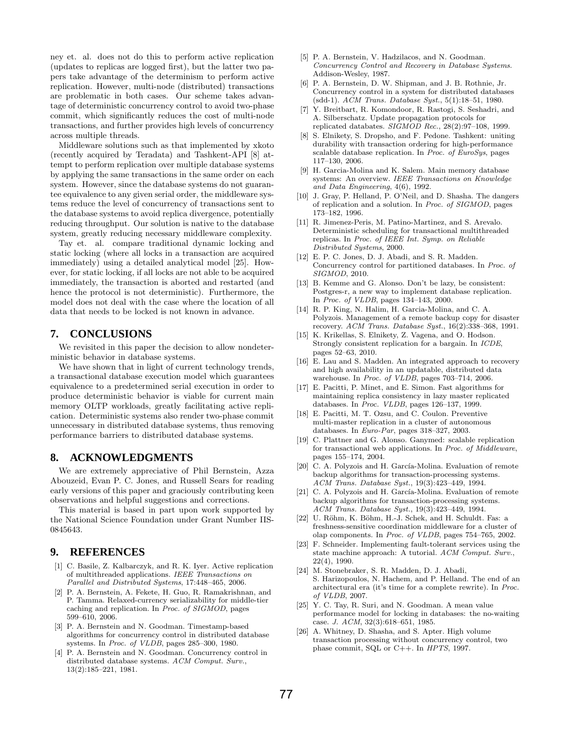ney et. al. does not do this to perform active replication (updates to replicas are logged first), but the latter two papers take advantage of the determinism to perform active replication. However, multi-node (distributed) transactions are problematic in both cases. Our scheme takes advantage of deterministic concurrency control to avoid two-phase commit, which significantly reduces the cost of multi-node transactions, and further provides high levels of concurrency across multiple threads.

Middleware solutions such as that implemented by xkoto (recently acquired by Teradata) and Tashkent-API [8] attempt to perform replication over multiple database systems by applying the same transactions in the same order on each system. However, since the database systems do not guarantee equivalence to any given serial order, the middleware systems reduce the level of concurrency of transactions sent to the database systems to avoid replica divergence, potentially reducing throughput. Our solution is native to the database system, greatly reducing necessary middleware complexity.

Tay et. al. compare traditional dynamic locking and static locking (where all locks in a transaction are acquired immediately) using a detailed analytical model [25]. However, for static locking, if all locks are not able to be acquired immediately, the transaction is aborted and restarted (and hence the protocol is not deterministic). Furthermore, the model does not deal with the case where the location of all data that needs to be locked is not known in advance.

## 7. CONCLUSIONS

We revisited in this paper the decision to allow nondeterministic behavior in database systems.

We have shown that in light of current technology trends, a transactional database execution model which guarantees equivalence to a predetermined serial execution in order to produce deterministic behavior is viable for current main memory OLTP workloads, greatly facilitating active replication. Deterministic systems also render two-phase commit unnecessary in distributed database systems, thus removing performance barriers to distributed database systems.

## 8. ACKNOWLEDGMENTS

We are extremely appreciative of Phil Bernstein, Azza Abouzeid, Evan P. C. Jones, and Russell Sears for reading early versions of this paper and graciously contributing keen observations and helpful suggestions and corrections.

This material is based in part upon work supported by the National Science Foundation under Grant Number IIS-0845643.

## 9. REFERENCES

[1] C. Basile, Z. Kalbarczyk, and R. K. Iyer. Active replication of multithreaded applications. *IEEE Transactions on Parallel and Distributed Systems*, 17:448–465, 2006.

[2] P. A. Bernstein, A. Fekete, H. Guo, R. Ramakrishnan, and P. Tamma. Relaxed-currency serializability for middle-tier caching and replication. In *Proc. of SIGMOD*, pages 599–610, 2006.

[3] P. A. Bernstein and N. Goodman. Timestamp-based algorithms for concurrency control in distributed database systems. In *Proc. of VLDB*, pages 285–300, 1980.

[4] P. A. Bernstein and N. Goodman. Concurrency control in distributed database systems. *ACM Comput. Surv.*, 13(2):185–221, 1981.

[5] P. A. Bernstein, V. Hadzilacos, and N. Goodman. *Concurrency Control and Recovery in Database Systems*. Addison-Wesley, 1987.

[6] P. A. Bernstein, D. W. Shipman, and J. B. Rothnie, Jr. Concurrency control in a system for distributed databases (sdd-1). *ACM Trans. Database Syst.*, 5(1):18–51, 1980.

[7] Y. Breitbart, R. Komondoor, R. Rastogi, S. Seshadri, and A. Silberschatz. Update propagation protocols for replicated databates. *SIGMOD Rec.*, 28(2):97–108, 1999.

[8] S. Elnikety, S. Dropsho, and F. Pedone. Tashkent: uniting durability with transaction ordering for high-performance scalable database replication. In *Proc. of EuroSys*, pages 117–130, 2006.

[9] H. Garcia-Molina and K. Salem. Main memory database systems: An overview. *IEEE Transactions on Knowledge and Data Engineering*, 4(6), 1992.

[10] J. Gray, P. Helland, P. O'Neil, and D. Shasha. The dangers of replication and a solution. In *Proc. of SIGMOD*, pages 173–182, 1996.

[11] R. Jimenez-Peris, M. Patino-Martinez, and S. Arevalo. Deterministic scheduling for transactional multithreaded replicas. In *Proc. of IEEE Int. Symp. on Reliable Distributed Systems*, 2000.

[12] E. P. C. Jones, D. J. Abadi, and S. R. Madden. Concurrency control for partitioned databases. In *Proc. of SIGMOD*, 2010.

[13] B. Kemme and G. Alonso. Don't be lazy, be consistent: Postgres-r, a new way to implement database replication. In *Proc. of VLDB*, pages 134–143, 2000.

[14] R. P. King, N. Halim, H. Garcia-Molina, and C. A. Polyzois. Management of a remote backup copy for disaster recovery. *ACM Trans. Database Syst.*, 16(2):338–368, 1991.

[15] K. Krikellas, S. Elnikety, Z. Vagena, and O. Hodson. Strongly consistent replication for a bargain. In *ICDE*, pages 52–63, 2010.

[16] E. Lau and S. Madden. An integrated approach to recovery and high availability in an updatable, distributed data warehouse. In *Proc. of VLDB*, pages 703–714, 2006.

[17] E. Pacitti, P. Minet, and E. Simon. Fast algorithms for maintaining replica consistency in lazy master replicated databases. In *Proc. VLDB*, pages 126–137, 1999.

[18] E. Pacitti, M. T. Ozsu, and C. Coulon. Preventive multi-master replication in a cluster of autonomous databases. In *Euro-Par*, pages 318–327, 2003.

[19] C. Plattner and G. Alonso. Ganymed: scalable replication for transactional web applications. In *Proc. of Middleware*, pages 155–174, 2004.

[20] C. A. Polyzois and H. García-Molina. Evaluation of remote backup algorithms for transaction-processing systems. *ACM Trans. Database Syst.*, 19(3):423–449, 1994.

[21] C. A. Polyzois and H. García-Molina. Evaluation of remote backup algorithms for transaction-processing systems. *ACM Trans. Database Syst.*, 19(3):423–449, 1994.

[22] U. Röhm, K. Böhm, H.-J. Schek, and H. Schuldt. Fas: a freshness-sensitive coordination middleware for a cluster of olap components. In *Proc. of VLDB*, pages 754–765, 2002.

[23] F. Schneider. Implementing fault-tolerant services using the state machine approach: A tutorial. *ACM Comput. Surv.*, 22(4), 1990.

[24] M. Stonebraker, S. R. Madden, D. J. Abadi, S. Harizopoulos, N. Hachem, and P. Helland. The end of an architectural era (it's time for a complete rewrite). In *Proc. of VLDB*, 2007.

[25] Y. C. Tay, R. Suri, and N. Goodman. A mean value performance model for locking in databases: the no-waiting case. *J. ACM*, 32(3):618–651, 1985.

[26] A. Whitney, D. Shasha, and S. Apter. High volume transaction processing without concurrency control, two phase commit, SQL or C++. In *HPTS*, 1997.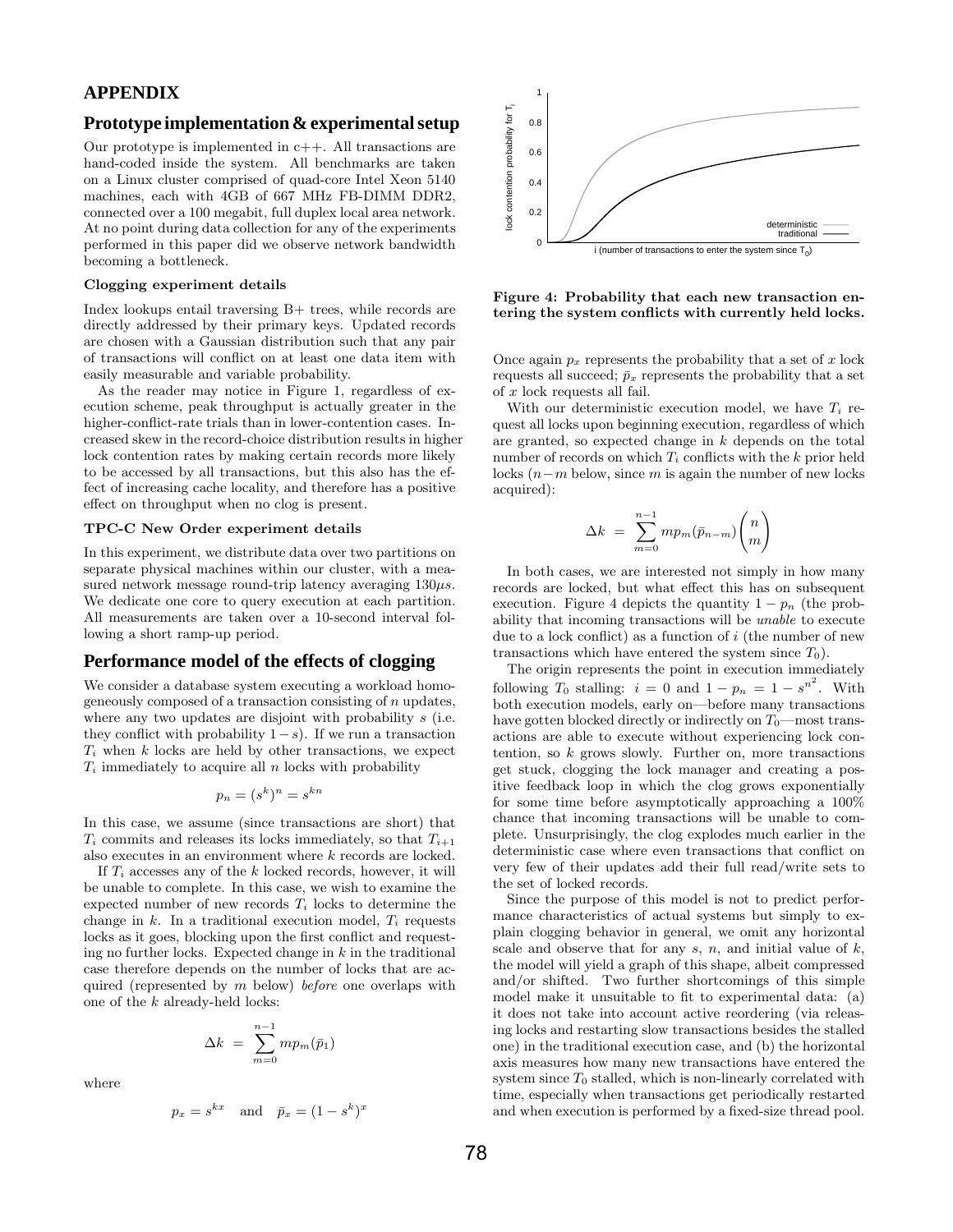# APPENDIX

## Prototype implementation & experimental setup

Our prototype is implemented in c++. All transactions are hand-coded inside the system. All benchmarks are taken on a Linux cluster comprised of quad-core Intel Xeon 5140 machines, each with 4GB of 667 MHz FB-DIMM DDR2, connected over a 100 megabit, full duplex local area network. At no point during data collection for any of the experiments performed in this paper did we observe network bandwidth becoming a bottleneck.

### Clogging experiment details

Index lookups entail traversing B+ trees, while records are directly addressed by their primary keys. Updated records are chosen with a Gaussian distribution such that any pair of transactions will conflict on at least one data item with easily measurable and variable probability.

As the reader may notice in Figure 1, regardless of execution scheme, peak throughput is actually greater in the higher-conflict-rate trials than in lower-contention cases. Increased skew in the record-choice distribution results in higher lock contention rates by making certain records more likely to be accessed by all transactions, but this also has the effect of increasing cache locality, and therefore has a positive effect on throughput when no clog is present.

### TPC-C New Order experiment details

In this experiment, we distribute data over two partitions on separate physical machines within our cluster, with a measured network message round-trip latency averaging $130\mu s$. We dedicate one core to query execution at each partition. All measurements are taken over a 10-second interval following a short ramp-up period.

## Performance model of the effects of clogging

We consider a database system executing a workload homogeneously composed of a transaction consisting of $n$ updates, where any two updates are disjoint with probability $s$ (i.e. they conflict with probability $1-s$). If we run a transaction $T_i$ when $k$ locks are held by other transactions, we expect $T_i$ immediately to acquire all $n$ locks with probability

$$p_n = (s^k)^n = s^{kn}$$

In this case, we assume (since transactions are short) that $T_i$ commits and releases its locks immediately, so that $T_{i+1}$ also executes in an environment where $k$ records are locked.

If $T_i$ accesses any of the $k$ locked records, however, it will be unable to complete. In this case, we wish to examine the expected number of new records $T_i$ locks to determine the change in $k$. In a traditional execution model, $T_i$ requests locks as it goes, blocking upon the first conflict and requesting no further locks. Expected change in $k$ in the traditional case therefore depends on the number of locks that are acquired (represented by $m$ below) *before* one overlaps with one of the $k$ already-held locks:

$$\Delta k \;=\; \sum_{m=0}^{n-1} m p_m(\bar{p}_1)$$

where

$$p_x = s^{kx} \quad \text{and} \quad \bar{p}_x = (1-s^k)^x$$

**Figure 4: Probability that each new transaction entering the system conflicts with currently held locks.**

Once again $p_x$ represents the probability that a set of $x$ lock requests all succeed; $\bar{p}_x$ represents the probability that a set of $x$ lock requests all fail.

With our deterministic execution model, we have $T_i$ request all locks upon beginning execution, regardless of which are granted, so expected change in $k$ depends on the total number of records on which $T_i$ conflicts with the $k$ prior held locks ($n-m$ below, since $m$ is again the number of new locks acquired):

$$\Delta k \;=\; \sum_{m=0}^{n-1} m p_m(\bar{p}_{n-m}) \binom{n}{m}$$

In both cases, we are interested not simply in how many records are locked, but what effect this has on subsequent execution. Figure 4 depicts the quantity $1-p_n$ (the probability that incoming transactions will be *unable* to execute due to a lock conflict) as a function of $i$ (the number of new transactions which have entered the system since $T_0$).

The origin represents the point in execution immediately following $T_0$ stalling: $i=0$ and $1-p_n = 1-s^{n^2}$. With both execution models, early on—before many transactions have gotten blocked directly or indirectly on $T_0$—most transactions are able to execute without experiencing lock contention, so $k$ grows slowly. Further on, more transactions get stuck, clogging the lock manager and creating a positive feedback loop in which the clog grows exponentially for some time before asymptotically approaching a 100% chance that incoming transactions will be unable to complete. Unsurprisingly, the clog explodes much earlier in the deterministic case where even transactions that conflict on very few of their updates add their full read/write sets to the set of locked records.

Since the purpose of this model is not to predict performance characteristics of actual systems but simply to explain clogging behavior in general, we omit any horizontal scale and observe that for any $s$, $n$, and initial value of $k$, the model will yield a graph of this shape, albeit compressed and/or shifted. Two further shortcomings of this simple model make it unsuitable to fit to experimental data: (a) it does not take into account active reordering (via releasing locks and restarting slow transactions besides the stalled one) in the traditional execution case, and (b) the horizontal axis measures how many new transactions have entered the system since $T_0$ stalled, which is non-linearly correlated with time, especially when transactions get periodically restarted and when execution is performed by a fixed-size thread pool.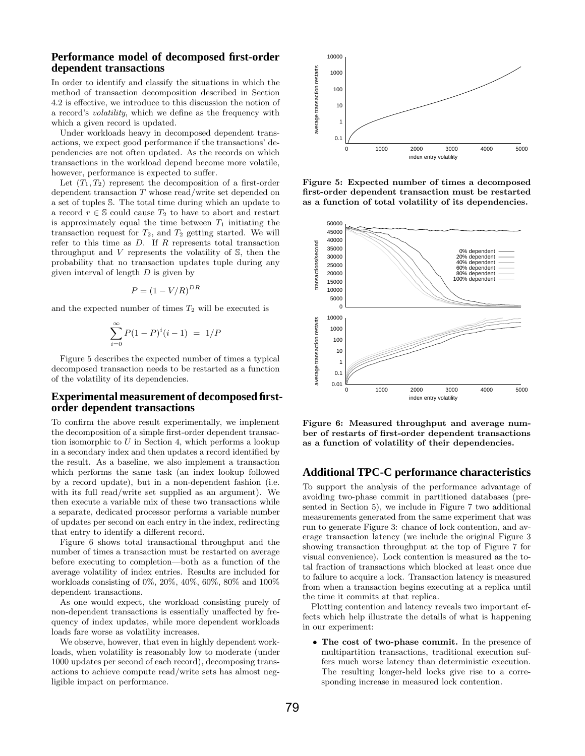## Performance model of decomposed first-order dependent transactions

In order to identify and classify the situations in which the method of transaction decomposition described in Section 4.2 is effective, we introduce to this discussion the notion of a record's *volatility*, which we define as the frequency with which a given record is updated.

Under workloads heavy in decomposed dependent transactions, we expect good performance if the transactions' dependencies are not often updated. As the records on which transactions in the workload depend become more volatile, however, performance is expected to suffer.

Let $(T_1, T_2)$ represent the decomposition of a first-order dependent transaction $T$ whose read/write set depended on a set of tuples $\mathbb{S}$. The total time during which an update to a record $r \in \mathbb{S}$ could cause $T_2$ to have to abort and restart is approximately equal the time between $T_1$ initiating the transaction request for $T_2$, and $T_2$ getting started. We will refer to this time as $D$. If $R$ represents total transaction throughput and $V$ represents the volatility of $\mathbb{S}$, then the probability that no transaction updates tuple during any given interval of length $D$ is given by

$$P = (1 - V/R)^{DR}$$

and the expected number of times $T_2$ will be executed is

$$\sum_{i=0}^{\infty} P(1-P)^i(i-1) \;=\; 1/P$$

Figure 5 describes the expected number of times a typical decomposed transaction needs to be restarted as a function of the volatility of its dependencies.

**Figure 5: Expected number of times a decomposed first-order dependent transaction must be restarted as a function of total volatility of its dependencies.**

## Experimental measurement of decomposed first-order dependent transactions

To confirm the above result experimentally, we implement the decomposition of a simple first-order dependent transaction isomorphic to $U$ in Section 4, which performs a lookup in a secondary index and then updates a record identified by the result. As a baseline, we also implement a transaction which performs the same task (an index lookup followed by a record update), but in a non-dependent fashion (i.e. with its full read/write set supplied as an argument). We then execute a variable mix of these two transactions while a separate, dedicated processor performs a variable number of updates per second on each entry in the index, redirecting that entry to identify a different record.

Figure 6 shows total transactional throughput and the number of times a transaction must be restarted on average before executing to completion—both as a function of the average volatility of index entries. Results are included for workloads consisting of 0%, 20%, 40%, 60%, 80% and 100% dependent transactions.

As one would expect, the workload consisting purely of non-dependent transactions is essentially unaffected by frequency of index updates, while more dependent workloads loads fare worse as volatility increases.

We observe, however, that even in highly dependent workloads, when volatility is reasonably low to moderate (under 1000 updates per second of each record), decomposing transactions to achieve compute read/write sets has almost negligible impact on performance.

**Figure 6: Measured throughput and average number of restarts of first-order dependent transactions as a function of volatility of their dependencies.**

## Additional TPC-C performance characteristics

To support the analysis of the performance advantage of avoiding two-phase commit in partitioned databases (presented in Section 5), we include in Figure 7 two additional measurements generated from the same experiment that was run to generate Figure 3: chance of lock contention, and average transaction latency (we include the original Figure 3 showing transaction throughput at the top of Figure 7 for visual convenience). Lock contention is measured as the total fraction of transactions which blocked at least once due to failure to acquire a lock. Transaction latency is measured from when a transaction begins executing at a replica until the time it commits at that replica.

Plotting contention and latency reveals two important effects which help illustrate the details of what is happening in our experiment:

- **The cost of two-phase commit.** In the presence of multipartition transactions, traditional execution suffers much worse latency than deterministic execution. The resulting longer-held locks give rise to a corresponding increase in measured lock contention.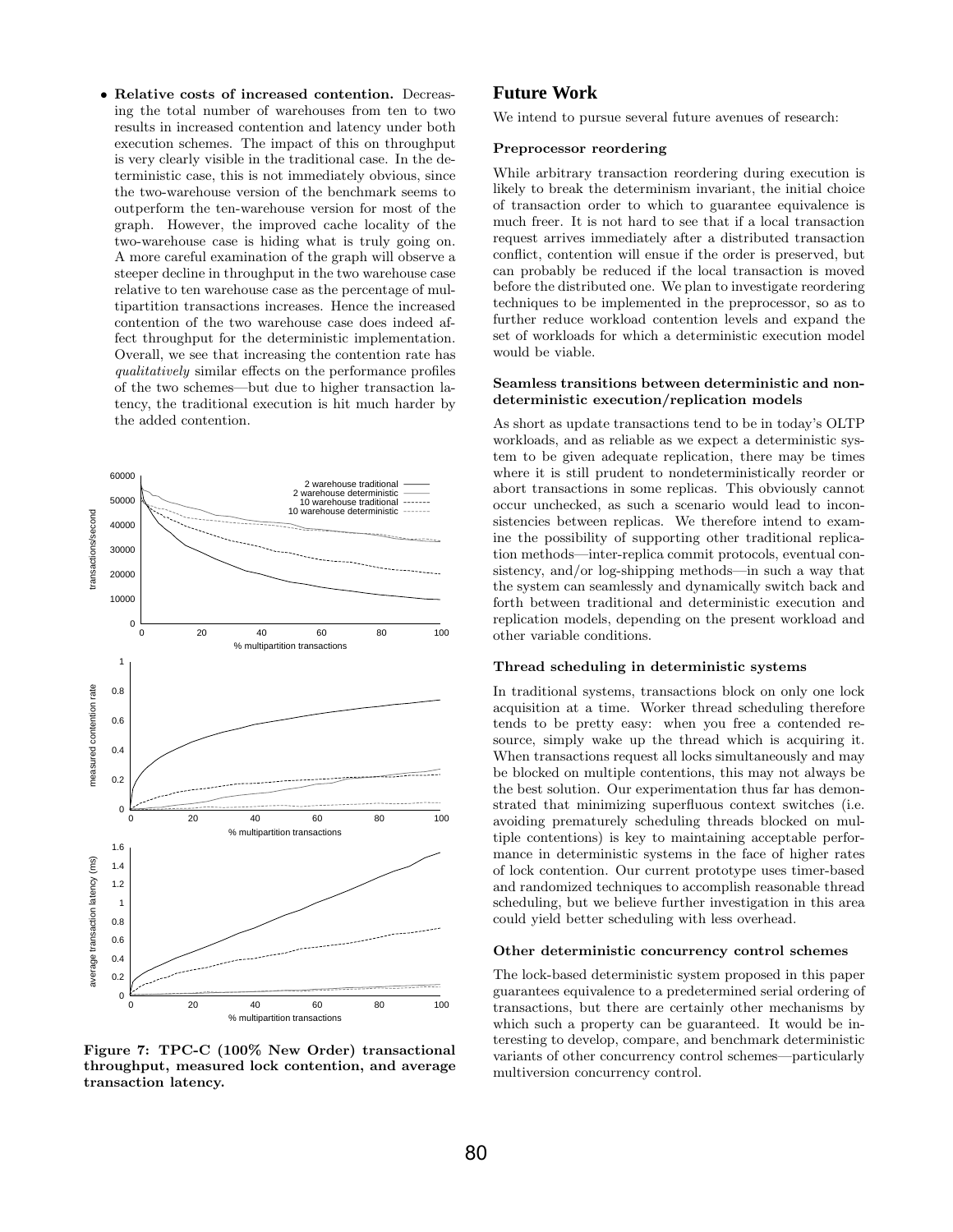- **Relative costs of increased contention.** Decreasing the total number of warehouses from ten to two results in increased contention and latency under both execution schemes. The impact of this on throughput is very clearly visible in the traditional case. In the deterministic case, this is not immediately obvious, since the two-warehouse version of the benchmark seems to outperform the ten-warehouse version for most of the graph. However, the improved cache locality of the two-warehouse case is hiding what is truly going on. A more careful examination of the graph will observe a steeper decline in throughput in the two warehouse case relative to ten warehouse case as the percentage of multipartition transactions increases. Hence the increased contention of the two warehouse case does indeed affect throughput for the deterministic implementation. Overall, we see that increasing the contention rate has *qualitatively* similar effects on the performance profiles of the two schemes—but due to higher transaction latency, the traditional execution is hit much harder by the added contention.

transactions/second
60000
50000
40000
30000
20000
10000
0
0 20 40 60 80 100
% multipartition transactions
2 warehouse traditional
2 warehouse deterministic
10 warehouse traditional
10 warehouse deterministic

measured contention rate
1
0.8
0.6
0.4
0.2
0
0 20 40 60 80 100
% multipartition transactions

average transaction latency (ms)
1.6
1.4
1.2
1
0.8
0.6
0.4
0.2
0
0 20 40 60 80 100
% multipartition transactions

**Figure 7: TPC-C (100% New Order) transactional throughput, measured lock contention, and average transaction latency.**

## Future Work

We intend to pursue several future avenues of research:

#### Preprocessor reordering

While arbitrary transaction reordering during execution is likely to break the determinism invariant, the initial choice of transaction order to which to guarantee equivalence is much freer. It is not hard to see that if a local transaction request arrives immediately after a distributed transaction conflict, contention will ensue if the order is preserved, but can probably be reduced if the local transaction is moved before the distributed one. We plan to investigate reordering techniques to be implemented in the preprocessor, so as to further reduce workload contention levels and expand the set of workloads for which a deterministic execution model would be viable.

#### Seamless transitions between deterministic and nondeterministic execution/replication models

As short as update transactions tend to be in today's OLTP workloads, and as reliable as we expect a deterministic system to be given adequate replication, there may be times where it is still prudent to nondeterministically reorder or abort transactions in some replicas. This obviously cannot occur unchecked, as such a scenario would lead to inconsistencies between replicas. We therefore intend to examine the possibility of supporting other traditional replication methods—inter-replica commit protocols, eventual consistency, and/or log-shipping methods—in such a way that the system can seamlessly and dynamically switch back and forth between traditional and deterministic execution and replication models, depending on the present workload and other variable conditions.

#### Thread scheduling in deterministic systems

In traditional systems, transactions block on only one lock acquisition at a time. Worker thread scheduling therefore tends to be pretty easy: when you free a contended resource, simply wake up the thread which is acquiring it. When transactions request all locks simultaneously and may be blocked on multiple contentions, this may not always be the best solution. Our experimentation thus far has demonstrated that minimizing superfluous context switches (i.e. avoiding prematurely scheduling threads blocked on multiple contentions) is key to maintaining acceptable performance in deterministic systems in the face of higher rates of lock contention. Our current prototype uses timer-based and randomized techniques to accomplish reasonable thread scheduling, but we believe further investigation in this area could yield better scheduling with less overhead.

#### Other deterministic concurrency control schemes

The lock-based deterministic system proposed in this paper guarantees equivalence to a predetermined serial ordering of transactions, but there are certainly other mechanisms by which such a property can be guaranteed. It would be interesting to develop, compare, and benchmark deterministic variants of other concurrency control schemes—particularly multiversion concurrency control.